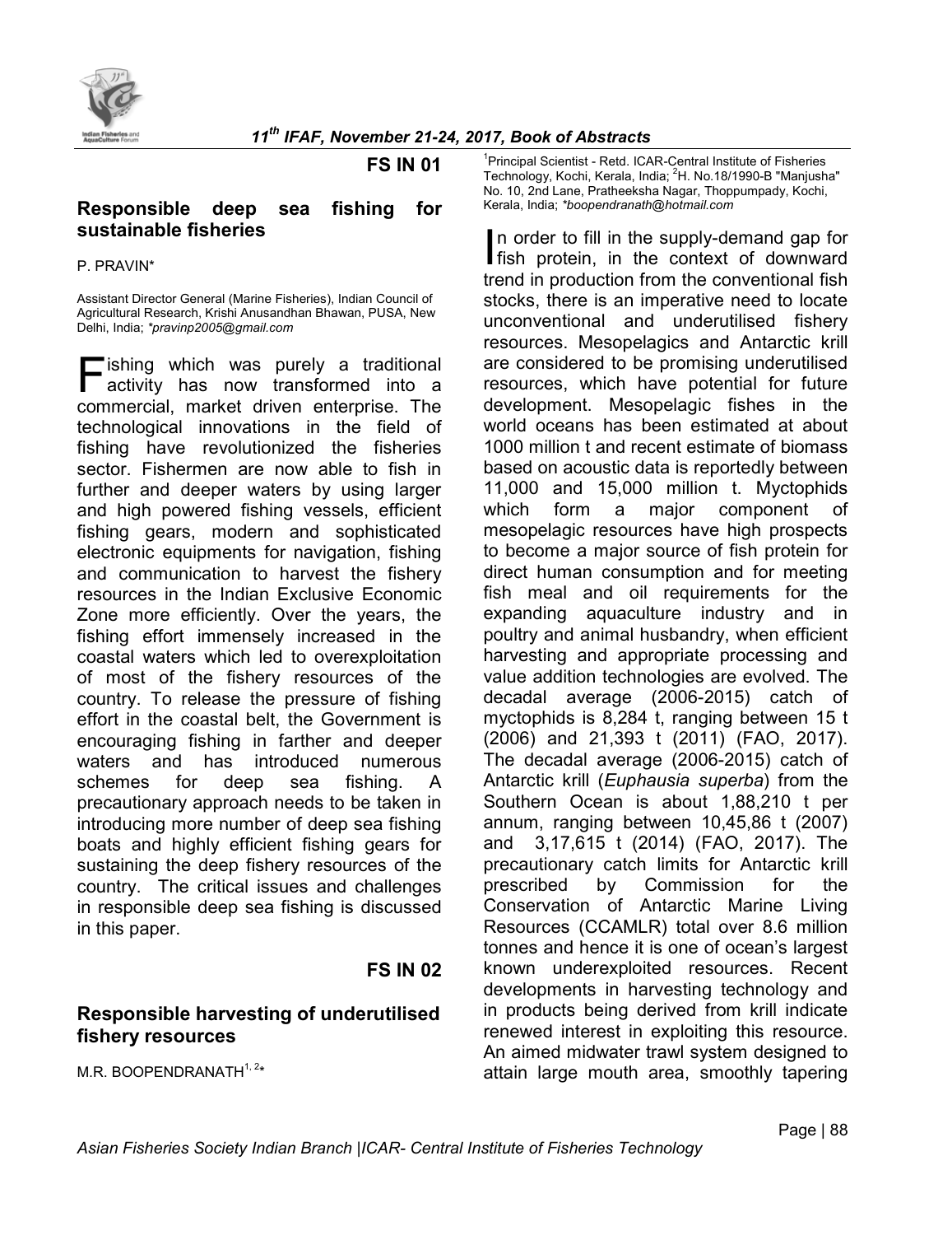**FS IN 01**

## Responsible deep sea fishing for sustainable fisheries

P. PRAVIN*

Assistant Director General (Marine Fisheries), Indian Council of Agricultural Research, Krishi Anusandhan Bhawan, PUSA, New Delhi, India; *pravinp2005@gmail.com*

Fishing which was purely a traditional activity has now transformed into a commercial, market driven enterprise. The technological innovations in the field of fishing have revolutionized the fisheries sector. Fishermen are now able to fish in further and deeper waters by using larger and high powered fishing vessels, efficient fishing gears, modern and sophisticated electronic equipments for navigation, fishing and communication to harvest the fishery resources in the Indian Exclusive Economic Zone more efficiently. Over the years, the fishing effort immensely increased in the coastal waters which led to overexploitation of most of the fishery resources of the country. To release the pressure of fishing effort in the coastal belt, the Government is encouraging fishing in farther and deeper waters and has introduced numerous schemes for deep sea fishing. A precautionary approach needs to be taken in introducing more number of deep sea fishing boats and highly efficient fishing gears for sustaining the deep fishery resources of the country. The critical issues and challenges in responsible deep sea fishing is discussed in this paper.

**FS IN 02**

## Responsible harvesting of underutilised fishery resources

M.R. BOOPENDRANATH[1,2]*

[1]Principal Scientist - Retd. ICAR-Central Institute of Fisheries Technology, Kochi, Kerala, India; [2]H. No.18/1990-B "Manjusha" No. 10, 2nd Lane, Pratheeksha Nagar, Thoppumpady, Kochi, Kerala, India; *boopendranath@hotmail.com*

In order to fill in the supply-demand gap for fish protein, in the context of downward trend in production from the conventional fish stocks, there is an imperative need to locate unconventional and underutilised fishery resources. Mesopelagics and Antarctic krill are considered to be promising underutilised resources, which have potential for future development. Mesopelagic fishes in the world oceans has been estimated at about 1000 million t and recent estimate of biomass based on acoustic data is reportedly between 11,000 and 15,000 million t. Myctophids which form a major component of mesopelagic resources have high prospects to become a major source of fish protein for direct human consumption and for meeting fish meal and oil requirements for the expanding aquaculture industry and in poultry and animal husbandry, when efficient harvesting and appropriate processing and value addition technologies are evolved. The decadal average (2006-2015) catch of myctophids is 8,284 t, ranging between 15 t (2006) and 21,393 t (2011) (FAO, 2017). The decadal average (2006-2015) catch of Antarctic krill (*Euphausia superba*) from the Southern Ocean is about 1,88,210 t per annum, ranging between 10,45,86 t (2007) and 3,17,615 t (2014) (FAO, 2017). The precautionary catch limits for Antarctic krill prescribed by Commission for the Conservation of Antarctic Marine Living Resources (CCAMLR) total over 8.6 million tonnes and hence it is one of ocean's largest known underexploited resources. Recent developments in harvesting technology and in products being derived from krill indicate renewed interest in exploiting this resource. An aimed midwater trawl system designed to attain large mouth area, smoothly tapering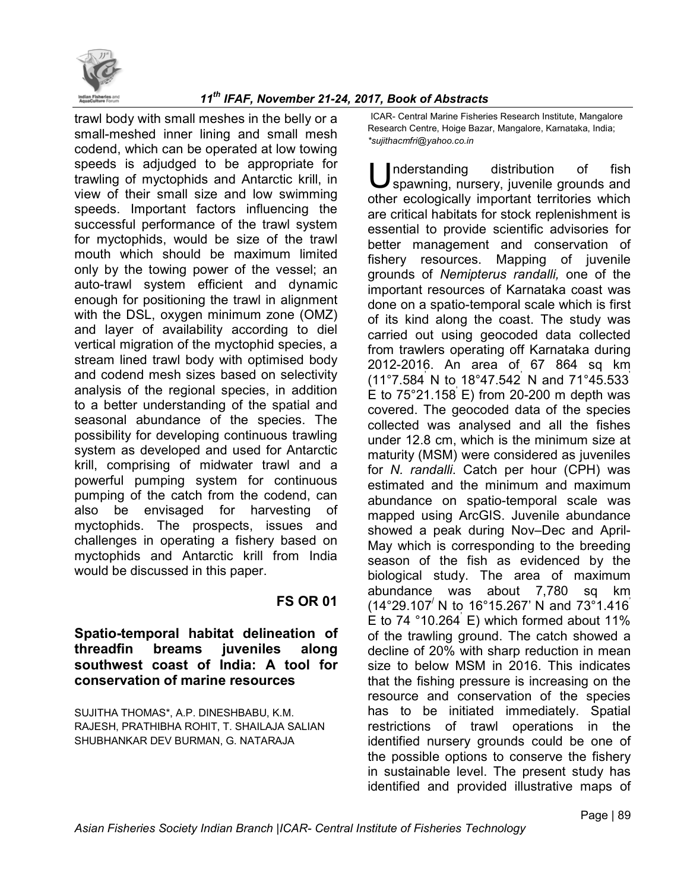trawl body with small meshes in the belly or a small-meshed inner lining and small mesh codend, which can be operated at low towing speeds is adjudged to be appropriate for trawling of myctophids and Antarctic krill, in view of their small size and low swimming speeds. Important factors influencing the successful performance of the trawl system for myctophids, would be size of the trawl mouth which should be maximum limited only by the towing power of the vessel; an auto-trawl system efficient and dynamic enough for positioning the trawl in alignment with the DSL, oxygen minimum zone (OMZ) and layer of availability according to diel vertical migration of the myctophid species, a stream lined trawl body with optimised body and codend mesh sizes based on selectivity analysis of the regional species, in addition to a better understanding of the spatial and seasonal abundance of the species. The possibility for developing continuous trawling system as developed and used for Antarctic krill, comprising of midwater trawl and a powerful pumping system for continuous pumping of the catch from the codend, can also be envisaged for harvesting of myctophids. The prospects, issues and challenges in operating a fishery based on myctophids and Antarctic krill from India would be discussed in this paper.

**FS OR 01**

## Spatio-temporal habitat delineation of threadfin breams juveniles along southwest coast of India: A tool for conservation of marine resources

SUJITHA THOMAS*, A.P. DINESHBABU, K.M. RAJESH, PRATHIBHA ROHIT, T. SHAILAJA SALIAN SHUBHANKAR DEV BURMAN, G. NATARAJA

ICAR- Central Marine Fisheries Research Institute, Mangalore Research Centre, Hoige Bazar, Mangalore, Karnataka, India; *sujithacmfri@yahoo.co.in*

Understanding distribution of fish spawning, nursery, juvenile grounds and other ecologically important territories which are critical habitats for stock replenishment is essential to provide scientific advisories for better management and conservation of fishery resources. Mapping of juvenile grounds of *Nemipterus randalli,* one of the important resources of Karnataka coast was done on a spatio-temporal scale which is first of its kind along the coast. The study was carried out using geocoded data collected from trawlers operating off Karnataka during 2012-2016. An area of 67 864 sq km (11°7.584' N to 18°47.542' N and 71°45.533' E to 75°21.158' E) from 20-200 m depth was covered. The geocoded data of the species collected was analysed and all the fishes under 12.8 cm, which is the minimum size at maturity (MSM) were considered as juveniles for *N. randalli*. Catch per hour (CPH) was estimated and the minimum and maximum abundance on spatio-temporal scale was mapped using ArcGIS. Juvenile abundance showed a peak during Nov–Dec and April-May which is corresponding to the breeding season of the fish as evidenced by the biological study. The area of maximum abundance was about 7,780 sq km (14°29.107' N to 16°15.267' N and 73°1.416' E to 74 °10.264' E) which formed about 11% of the trawling ground. The catch showed a decline of 20% with sharp reduction in mean size to below MSM in 2016. This indicates that the fishing pressure is increasing on the resource and conservation of the species has to be initiated immediately. Spatial restrictions of trawl operations in the identified nursery grounds could be one of the possible options to conserve the fishery in sustainable level. The present study has identified and provided illustrative maps of